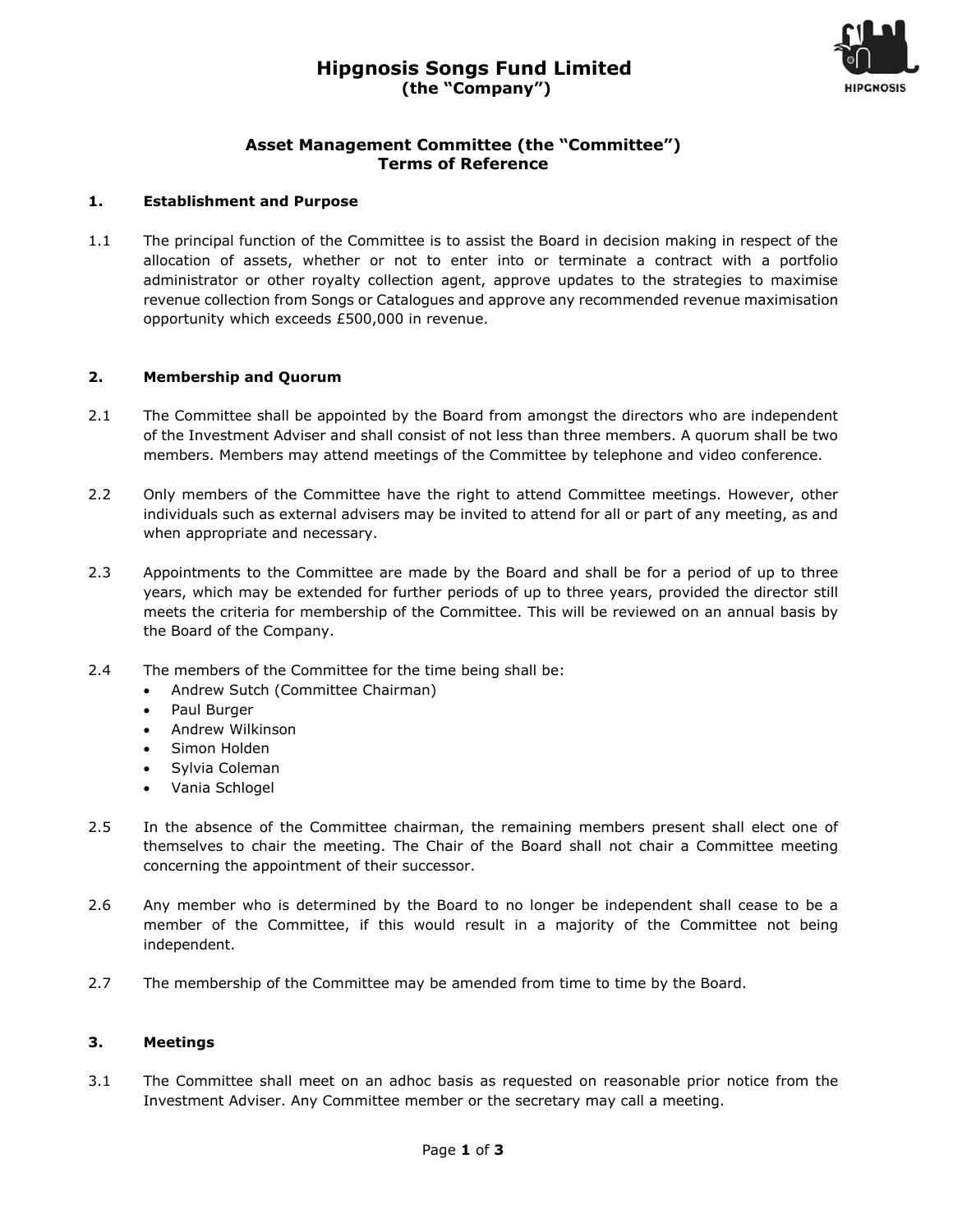# Hipgnosis Songs Fund Limited
**(the "Company")**

## Asset Management Committee (the "Committee")
## Terms of Reference

### 1. Establishment and Purpose

1.1 The principal function of the Committee is to assist the Board in decision making in respect of the allocation of assets, whether or not to enter into or terminate a contract with a portfolio administrator or other royalty collection agent, approve updates to the strategies to maximise revenue collection from Songs or Catalogues and approve any recommended revenue maximisation opportunity which exceeds £500,000 in revenue.

### 2. Membership and Quorum

2.1 The Committee shall be appointed by the Board from amongst the directors who are independent of the Investment Adviser and shall consist of not less than three members. A quorum shall be two members. Members may attend meetings of the Committee by telephone and video conference.

2.2 Only members of the Committee have the right to attend Committee meetings. However, other individuals such as external advisers may be invited to attend for all or part of any meeting, as and when appropriate and necessary.

2.3 Appointments to the Committee are made by the Board and shall be for a period of up to three years, which may be extended for further periods of up to three years, provided the director still meets the criteria for membership of the Committee. This will be reviewed on an annual basis by the Board of the Company.

2.4 The members of the Committee for the time being shall be:

- Andrew Sutch (Committee Chairman)
- Paul Burger
- Andrew Wilkinson
- Simon Holden
- Sylvia Coleman
- Vania Schlogel

2.5 In the absence of the Committee chairman, the remaining members present shall elect one of themselves to chair the meeting. The Chair of the Board shall not chair a Committee meeting concerning the appointment of their successor.

2.6 Any member who is determined by the Board to no longer be independent shall cease to be a member of the Committee, if this would result in a majority of the Committee not being independent.

2.7 The membership of the Committee may be amended from time to time by the Board.

### 3. Meetings

3.1 The Committee shall meet on an adhoc basis as requested on reasonable prior notice from the Investment Adviser. Any Committee member or the secretary may call a meeting.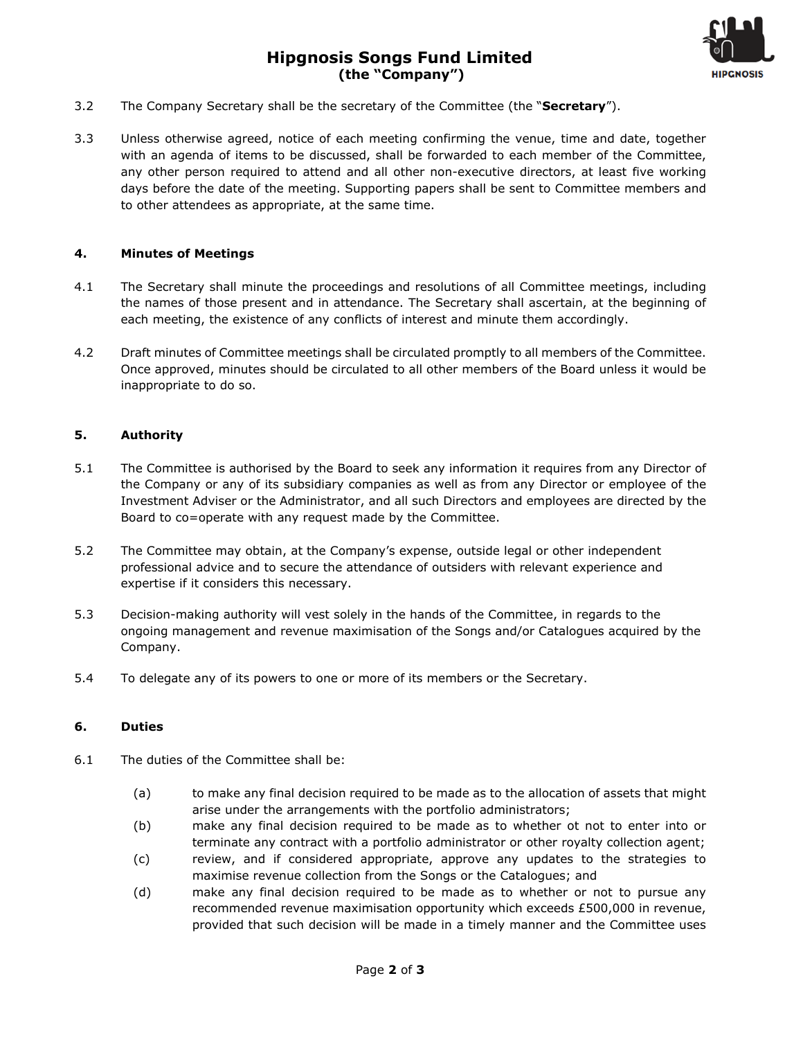3.2 The Company Secretary shall be the secretary of the Committee (the "**Secretary**").

3.3 Unless otherwise agreed, notice of each meeting confirming the venue, time and date, together with an agenda of items to be discussed, shall be forwarded to each member of the Committee, any other person required to attend and all other non-executive directors, at least five working days before the date of the meeting. Supporting papers shall be sent to Committee members and to other attendees as appropriate, at the same time.

## 4. Minutes of Meetings

4.1 The Secretary shall minute the proceedings and resolutions of all Committee meetings, including the names of those present and in attendance. The Secretary shall ascertain, at the beginning of each meeting, the existence of any conflicts of interest and minute them accordingly.

4.2 Draft minutes of Committee meetings shall be circulated promptly to all members of the Committee. Once approved, minutes should be circulated to all other members of the Board unless it would be inappropriate to do so.

## 5. Authority

5.1 The Committee is authorised by the Board to seek any information it requires from any Director of the Company or any of its subsidiary companies as well as from any Director or employee of the Investment Adviser or the Administrator, and all such Directors and employees are directed by the Board to co=operate with any request made by the Committee.

5.2 The Committee may obtain, at the Company's expense, outside legal or other independent professional advice and to secure the attendance of outsiders with relevant experience and expertise if it considers this necessary.

5.3 Decision-making authority will vest solely in the hands of the Committee, in regards to the ongoing management and revenue maximisation of the Songs and/or Catalogues acquired by the Company.

5.4 To delegate any of its powers to one or more of its members or the Secretary.

## 6. Duties

6.1 The duties of the Committee shall be:

(a) to make any final decision required to be made as to the allocation of assets that might arise under the arrangements with the portfolio administrators;

(b) make any final decision required to be made as to whether ot not to enter into or terminate any contract with a portfolio administrator or other royalty collection agent;

(c) review, and if considered appropriate, approve any updates to the strategies to maximise revenue collection from the Songs or the Catalogues; and

(d) make any final decision required to be made as to whether or not to pursue any recommended revenue maximisation opportunity which exceeds £500,000 in revenue, provided that such decision will be made in a timely manner and the Committee uses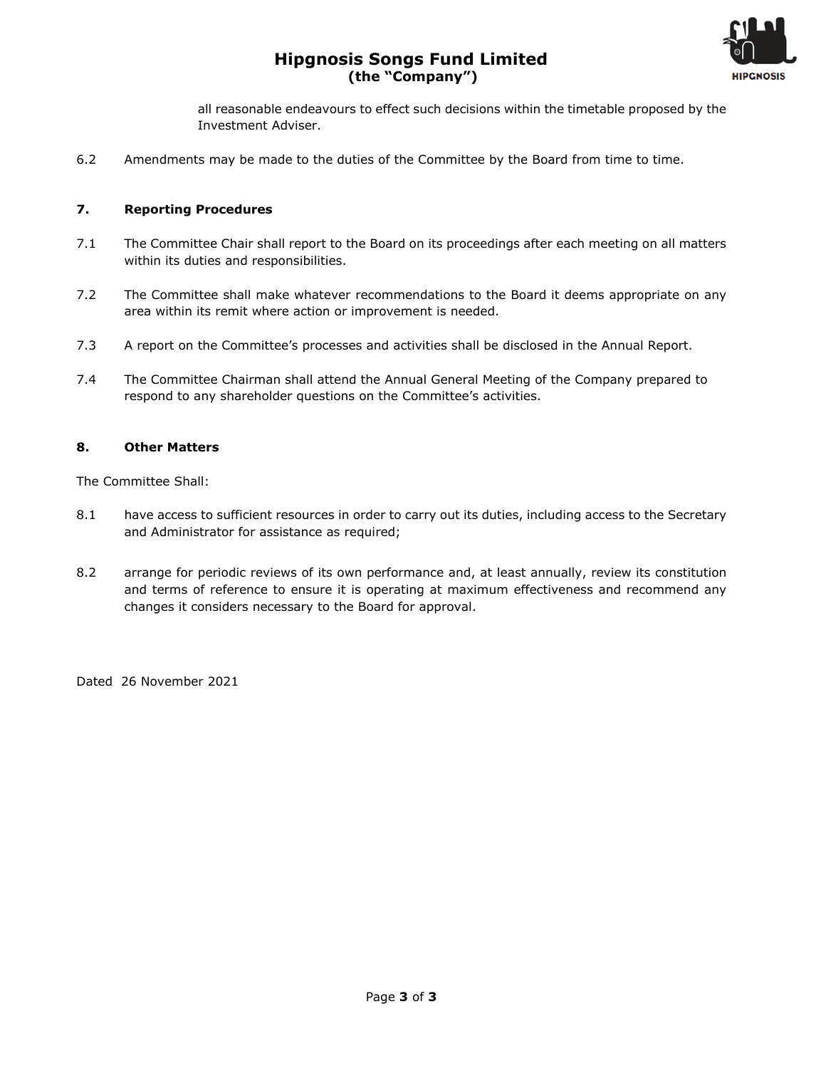all reasonable endeavours to effect such decisions within the timetable proposed by the Investment Adviser.

6.2 Amendments may be made to the duties of the Committee by the Board from time to time.

**7. Reporting Procedures**

7.1 The Committee Chair shall report to the Board on its proceedings after each meeting on all matters within its duties and responsibilities.

7.2 The Committee shall make whatever recommendations to the Board it deems appropriate on any area within its remit where action or improvement is needed.

7.3 A report on the Committee's processes and activities shall be disclosed in the Annual Report.

7.4 The Committee Chairman shall attend the Annual General Meeting of the Company prepared to respond to any shareholder questions on the Committee's activities.

**8. Other Matters**

The Committee Shall:

8.1 have access to sufficient resources in order to carry out its duties, including access to the Secretary and Administrator for assistance as required;

8.2 arrange for periodic reviews of its own performance and, at least annually, review its constitution and terms of reference to ensure it is operating at maximum effectiveness and recommend any changes it considers necessary to the Board for approval.

Dated 26 November 2021